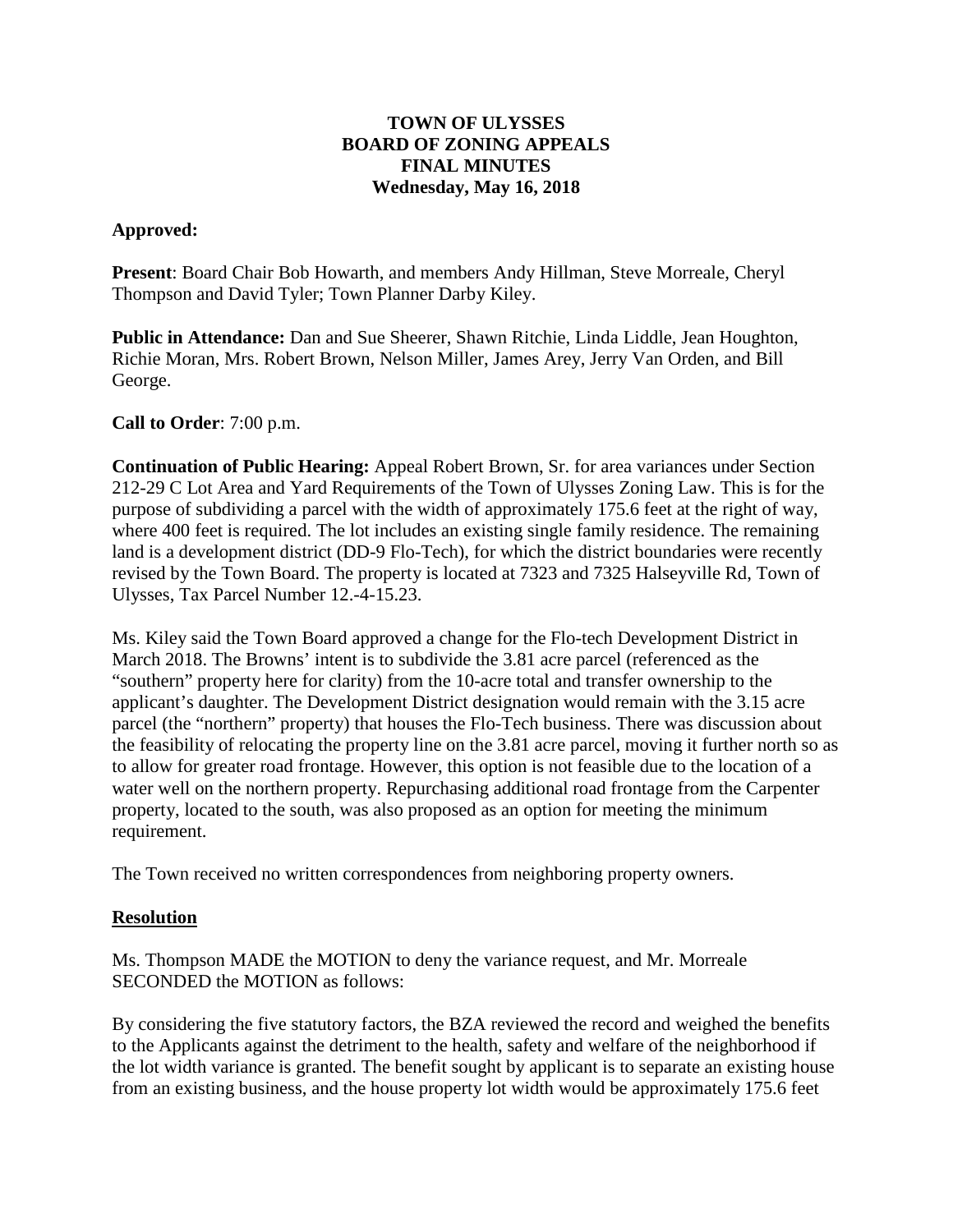**TOWN OF ULYSSES**
**BOARD OF ZONING APPEALS**
**FINAL MINUTES**
**Wednesday, May 16, 2018**

**Approved:**

**Present**: Board Chair Bob Howarth, and members Andy Hillman, Steve Morreale, Cheryl Thompson and David Tyler; Town Planner Darby Kiley.

**Public in Attendance:** Dan and Sue Sheerer, Shawn Ritchie, Linda Liddle, Jean Houghton, Richie Moran, Mrs. Robert Brown, Nelson Miller, James Arey, Jerry Van Orden, and Bill George.

**Call to Order**: 7:00 p.m.

**Continuation of Public Hearing:** Appeal Robert Brown, Sr. for area variances under Section 212-29 C Lot Area and Yard Requirements of the Town of Ulysses Zoning Law. This is for the purpose of subdividing a parcel with the width of approximately 175.6 feet at the right of way, where 400 feet is required. The lot includes an existing single family residence. The remaining land is a development district (DD-9 Flo-Tech), for which the district boundaries were recently revised by the Town Board. The property is located at 7323 and 7325 Halseyville Rd, Town of Ulysses, Tax Parcel Number 12.-4-15.23.

Ms. Kiley said the Town Board approved a change for the Flo-tech Development District in March 2018. The Browns' intent is to subdivide the 3.81 acre parcel (referenced as the "southern" property here for clarity) from the 10-acre total and transfer ownership to the applicant's daughter. The Development District designation would remain with the 3.15 acre parcel (the "northern" property) that houses the Flo-Tech business. There was discussion about the feasibility of relocating the property line on the 3.81 acre parcel, moving it further north so as to allow for greater road frontage. However, this option is not feasible due to the location of a water well on the northern property. Repurchasing additional road frontage from the Carpenter property, located to the south, was also proposed as an option for meeting the minimum requirement.

The Town received no written correspondences from neighboring property owners.

**Resolution**

Ms. Thompson MADE the MOTION to deny the variance request, and Mr. Morreale SECONDED the MOTION as follows:

By considering the five statutory factors, the BZA reviewed the record and weighed the benefits to the Applicants against the detriment to the health, safety and welfare of the neighborhood if the lot width variance is granted. The benefit sought by applicant is to separate an existing house from an existing business, and the house property lot width would be approximately 175.6 feet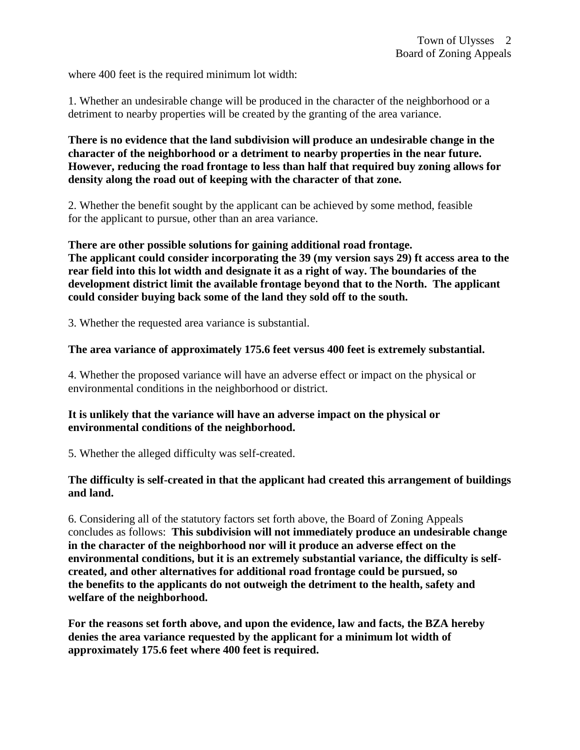where 400 feet is the required minimum lot width:

1. Whether an undesirable change will be produced in the character of the neighborhood or a detriment to nearby properties will be created by the granting of the area variance.

**There is no evidence that the land subdivision will produce an undesirable change in the character of the neighborhood or a detriment to nearby properties in the near future. However, reducing the road frontage to less than half that required buy zoning allows for density along the road out of keeping with the character of that zone.**

2. Whether the benefit sought by the applicant can be achieved by some method, feasible for the applicant to pursue, other than an area variance.

**There are other possible solutions for gaining additional road frontage. The applicant could consider incorporating the 39 (my version says 29) ft access area to the rear field into this lot width and designate it as a right of way. The boundaries of the development district limit the available frontage beyond that to the North. The applicant could consider buying back some of the land they sold off to the south.**

3. Whether the requested area variance is substantial.

**The area variance of approximately 175.6 feet versus 400 feet is extremely substantial.**

4. Whether the proposed variance will have an adverse effect or impact on the physical or environmental conditions in the neighborhood or district.

**It is unlikely that the variance will have an adverse impact on the physical or environmental conditions of the neighborhood.**

5. Whether the alleged difficulty was self-created.

**The difficulty is self-created in that the applicant had created this arrangement of buildings and land.**

6. Considering all of the statutory factors set forth above, the Board of Zoning Appeals concludes as follows: **This subdivision will not immediately produce an undesirable change in the character of the neighborhood nor will it produce an adverse effect on the environmental conditions, but it is an extremely substantial variance, the difficulty is self-created, and other alternatives for additional road frontage could be pursued, so the benefits to the applicants do not outweigh the detriment to the health, safety and welfare of the neighborhood.**

**For the reasons set forth above, and upon the evidence, law and facts, the BZA hereby denies the area variance requested by the applicant for a minimum lot width of approximately 175.6 feet where 400 feet is required.**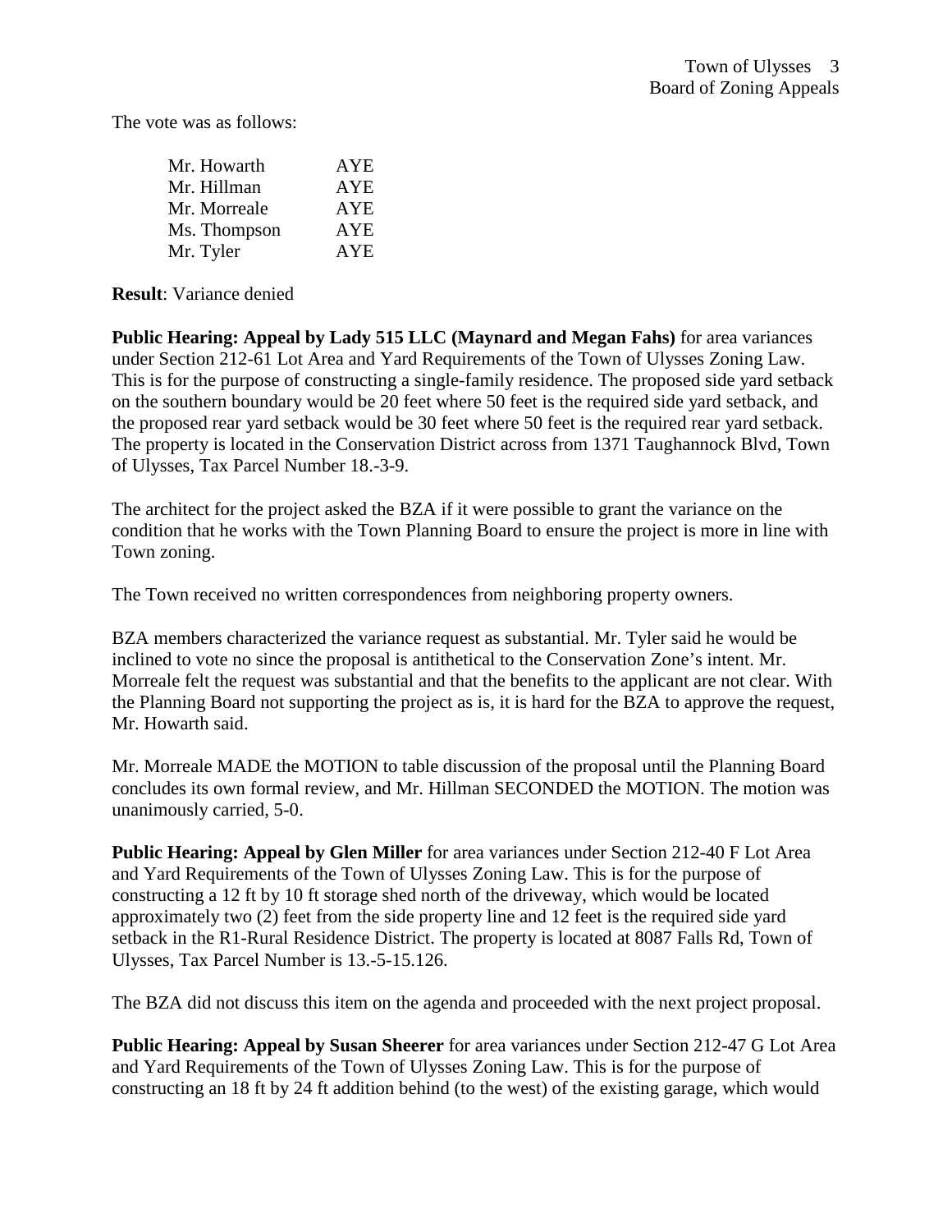The vote was as follows:

| | |
|---|---|
| Mr. Howarth | AYE |
| Mr. Hillman | AYE |
| Mr. Morreale | AYE |
| Ms. Thompson | AYE |
| Mr. Tyler | AYE |

**Result**: Variance denied

**Public Hearing: Appeal by Lady 515 LLC (Maynard and Megan Fahs)** for area variances under Section 212-61 Lot Area and Yard Requirements of the Town of Ulysses Zoning Law. This is for the purpose of constructing a single-family residence. The proposed side yard setback on the southern boundary would be 20 feet where 50 feet is the required side yard setback, and the proposed rear yard setback would be 30 feet where 50 feet is the required rear yard setback. The property is located in the Conservation District across from 1371 Taughannock Blvd, Town of Ulysses, Tax Parcel Number 18.-3-9.

The architect for the project asked the BZA if it were possible to grant the variance on the condition that he works with the Town Planning Board to ensure the project is more in line with Town zoning.

The Town received no written correspondences from neighboring property owners.

BZA members characterized the variance request as substantial. Mr. Tyler said he would be inclined to vote no since the proposal is antithetical to the Conservation Zone's intent. Mr. Morreale felt the request was substantial and that the benefits to the applicant are not clear. With the Planning Board not supporting the project as is, it is hard for the BZA to approve the request, Mr. Howarth said.

Mr. Morreale MADE the MOTION to table discussion of the proposal until the Planning Board concludes its own formal review, and Mr. Hillman SECONDED the MOTION. The motion was unanimously carried, 5-0.

**Public Hearing: Appeal by Glen Miller** for area variances under Section 212-40 F Lot Area and Yard Requirements of the Town of Ulysses Zoning Law. This is for the purpose of constructing a 12 ft by 10 ft storage shed north of the driveway, which would be located approximately two (2) feet from the side property line and 12 feet is the required side yard setback in the R1-Rural Residence District. The property is located at 8087 Falls Rd, Town of Ulysses, Tax Parcel Number is 13.-5-15.126.

The BZA did not discuss this item on the agenda and proceeded with the next project proposal.

**Public Hearing: Appeal by Susan Sheerer** for area variances under Section 212-47 G Lot Area and Yard Requirements of the Town of Ulysses Zoning Law. This is for the purpose of constructing an 18 ft by 24 ft addition behind (to the west) of the existing garage, which would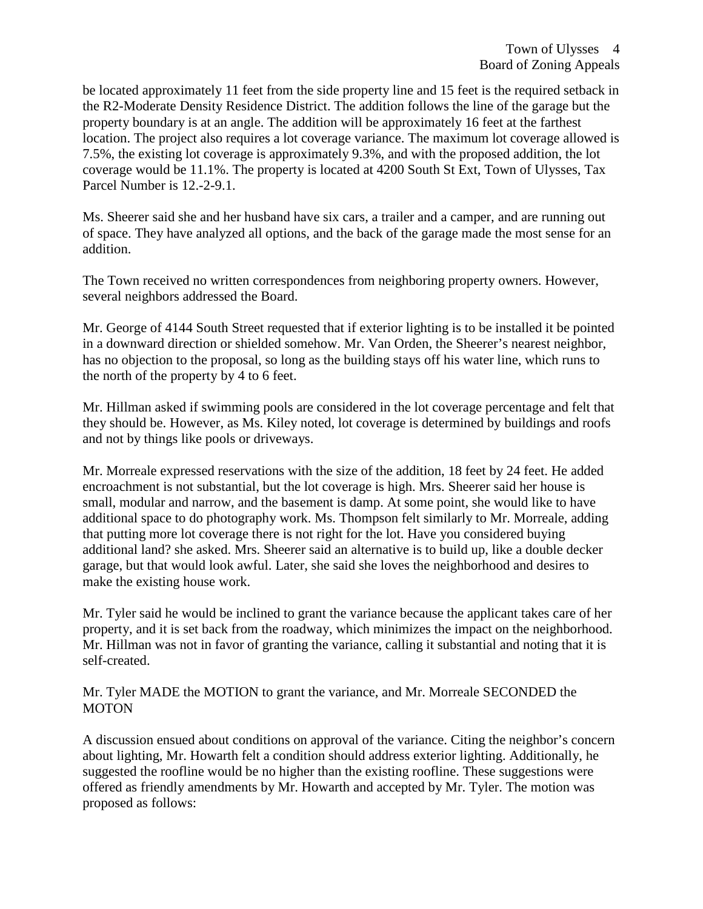be located approximately 11 feet from the side property line and 15 feet is the required setback in the R2-Moderate Density Residence District. The addition follows the line of the garage but the property boundary is at an angle. The addition will be approximately 16 feet at the farthest location. The project also requires a lot coverage variance. The maximum lot coverage allowed is 7.5%, the existing lot coverage is approximately 9.3%, and with the proposed addition, the lot coverage would be 11.1%. The property is located at 4200 South St Ext, Town of Ulysses, Tax Parcel Number is 12.-2-9.1.

Ms. Sheerer said she and her husband have six cars, a trailer and a camper, and are running out of space. They have analyzed all options, and the back of the garage made the most sense for an addition.

The Town received no written correspondences from neighboring property owners. However, several neighbors addressed the Board.

Mr. George of 4144 South Street requested that if exterior lighting is to be installed it be pointed in a downward direction or shielded somehow. Mr. Van Orden, the Sheerer's nearest neighbor, has no objection to the proposal, so long as the building stays off his water line, which runs to the north of the property by 4 to 6 feet.

Mr. Hillman asked if swimming pools are considered in the lot coverage percentage and felt that they should be. However, as Ms. Kiley noted, lot coverage is determined by buildings and roofs and not by things like pools or driveways.

Mr. Morreale expressed reservations with the size of the addition, 18 feet by 24 feet. He added encroachment is not substantial, but the lot coverage is high. Mrs. Sheerer said her house is small, modular and narrow, and the basement is damp. At some point, she would like to have additional space to do photography work. Ms. Thompson felt similarly to Mr. Morreale, adding that putting more lot coverage there is not right for the lot. Have you considered buying additional land? she asked. Mrs. Sheerer said an alternative is to build up, like a double decker garage, but that would look awful. Later, she said she loves the neighborhood and desires to make the existing house work.

Mr. Tyler said he would be inclined to grant the variance because the applicant takes care of her property, and it is set back from the roadway, which minimizes the impact on the neighborhood. Mr. Hillman was not in favor of granting the variance, calling it substantial and noting that it is self-created.

Mr. Tyler MADE the MOTION to grant the variance, and Mr. Morreale SECONDED the MOTON

A discussion ensued about conditions on approval of the variance. Citing the neighbor's concern about lighting, Mr. Howarth felt a condition should address exterior lighting. Additionally, he suggested the roofline would be no higher than the existing roofline. These suggestions were offered as friendly amendments by Mr. Howarth and accepted by Mr. Tyler. The motion was proposed as follows: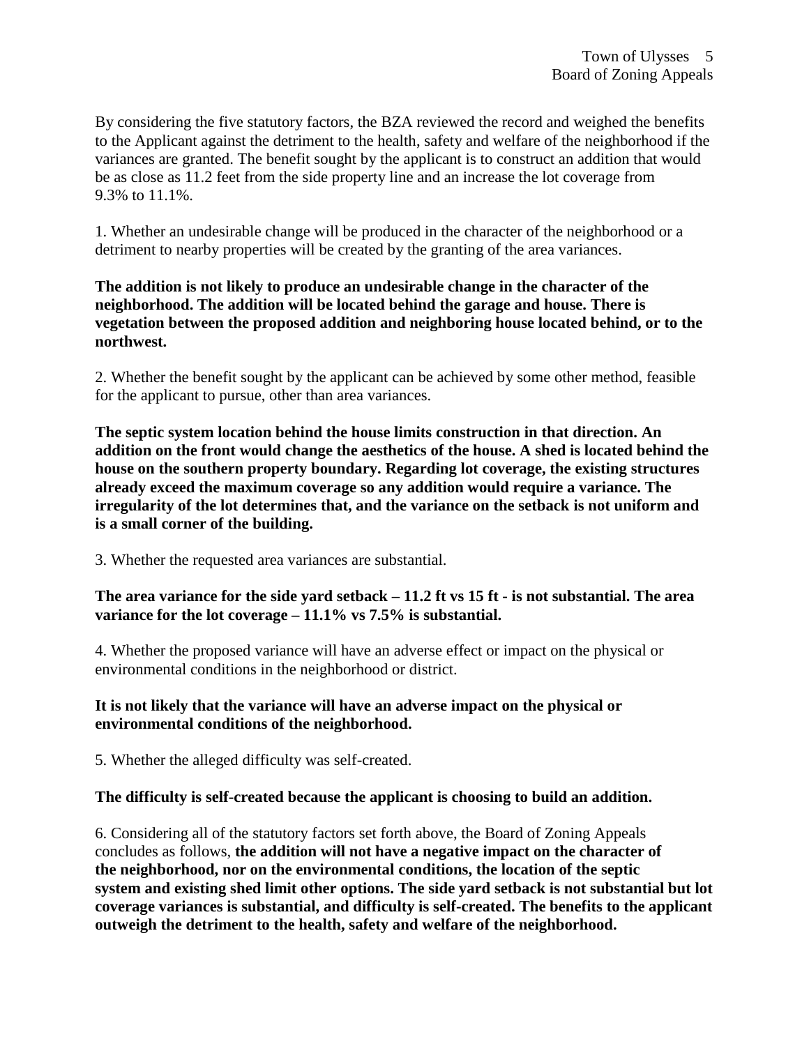By considering the five statutory factors, the BZA reviewed the record and weighed the benefits to the Applicant against the detriment to the health, safety and welfare of the neighborhood if the variances are granted. The benefit sought by the applicant is to construct an addition that would be as close as 11.2 feet from the side property line and an increase the lot coverage from 9.3% to 11.1%.

1. Whether an undesirable change will be produced in the character of the neighborhood or a detriment to nearby properties will be created by the granting of the area variances.

**The addition is not likely to produce an undesirable change in the character of the neighborhood. The addition will be located behind the garage and house. There is vegetation between the proposed addition and neighboring house located behind, or to the northwest.**

2. Whether the benefit sought by the applicant can be achieved by some other method, feasible for the applicant to pursue, other than area variances.

**The septic system location behind the house limits construction in that direction. An addition on the front would change the aesthetics of the house. A shed is located behind the house on the southern property boundary. Regarding lot coverage, the existing structures already exceed the maximum coverage so any addition would require a variance. The irregularity of the lot determines that, and the variance on the setback is not uniform and is a small corner of the building.**

3. Whether the requested area variances are substantial.

**The area variance for the side yard setback – 11.2 ft vs 15 ft - is not substantial. The area variance for the lot coverage – 11.1% vs 7.5% is substantial.**

4. Whether the proposed variance will have an adverse effect or impact on the physical or environmental conditions in the neighborhood or district.

**It is not likely that the variance will have an adverse impact on the physical or environmental conditions of the neighborhood.**

5. Whether the alleged difficulty was self-created.

**The difficulty is self-created because the applicant is choosing to build an addition.**

6. Considering all of the statutory factors set forth above, the Board of Zoning Appeals concludes as follows, **the addition will not have a negative impact on the character of the neighborhood, nor on the environmental conditions, the location of the septic system and existing shed limit other options. The side yard setback is not substantial but lot coverage variances is substantial, and difficulty is self-created. The benefits to the applicant outweigh the detriment to the health, safety and welfare of the neighborhood.**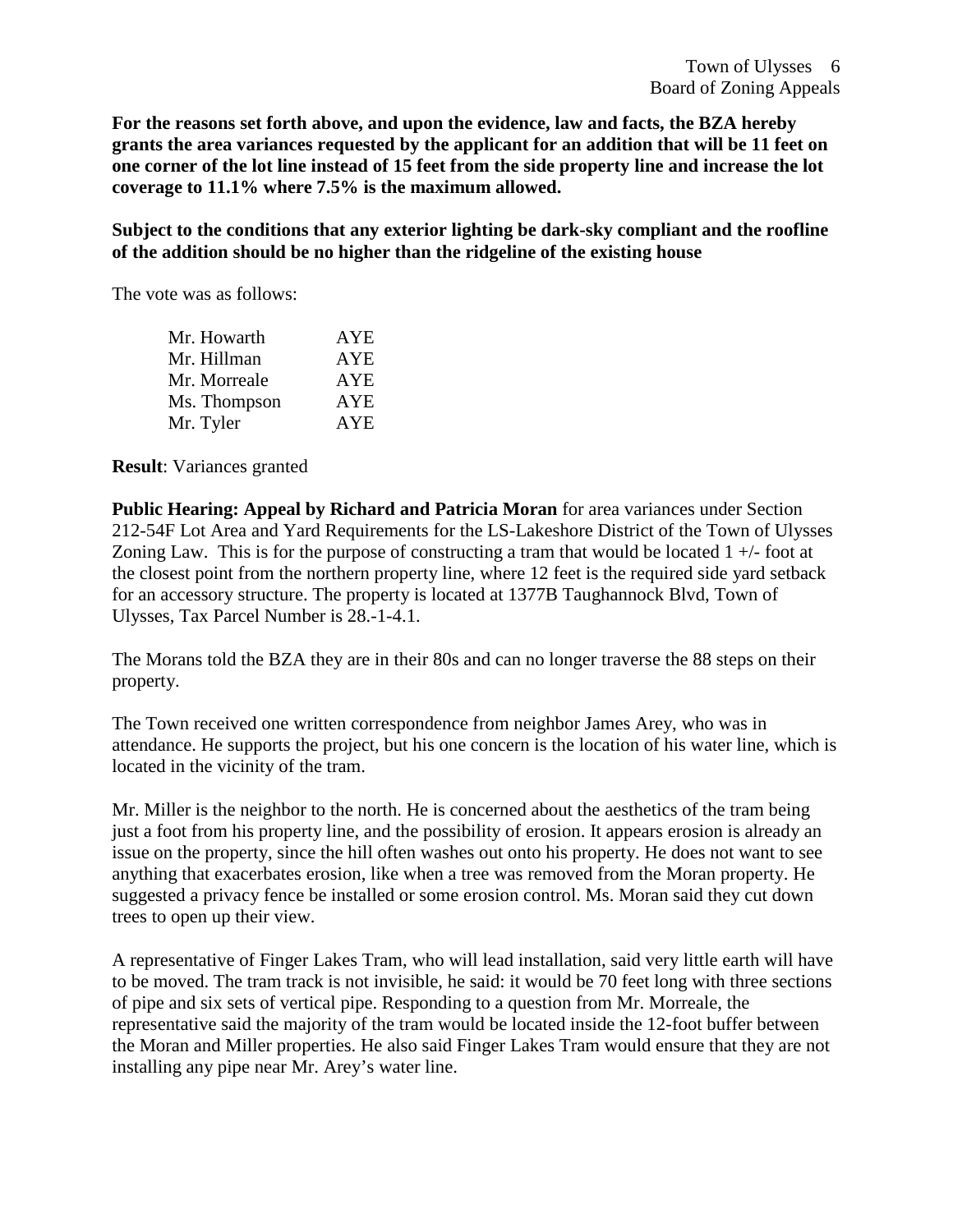**For the reasons set forth above, and upon the evidence, law and facts, the BZA hereby grants the area variances requested by the applicant for an addition that will be 11 feet on one corner of the lot line instead of 15 feet from the side property line and increase the lot coverage to 11.1% where 7.5% is the maximum allowed.**

**Subject to the conditions that any exterior lighting be dark-sky compliant and the roofline of the addition should be no higher than the ridgeline of the existing house**

The vote was as follows:

| | |
|---|---|
| Mr. Howarth | AYE |
| Mr. Hillman | AYE |
| Mr. Morreale | AYE |
| Ms. Thompson | AYE |
| Mr. Tyler | AYE |

**Result**: Variances granted

**Public Hearing: Appeal by Richard and Patricia Moran** for area variances under Section 212-54F Lot Area and Yard Requirements for the LS-Lakeshore District of the Town of Ulysses Zoning Law. This is for the purpose of constructing a tram that would be located 1 +/- foot at the closest point from the northern property line, where 12 feet is the required side yard setback for an accessory structure. The property is located at 1377B Taughannock Blvd, Town of Ulysses, Tax Parcel Number is 28.-1-4.1.

The Morans told the BZA they are in their 80s and can no longer traverse the 88 steps on their property.

The Town received one written correspondence from neighbor James Arey, who was in attendance. He supports the project, but his one concern is the location of his water line, which is located in the vicinity of the tram.

Mr. Miller is the neighbor to the north. He is concerned about the aesthetics of the tram being just a foot from his property line, and the possibility of erosion. It appears erosion is already an issue on the property, since the hill often washes out onto his property. He does not want to see anything that exacerbates erosion, like when a tree was removed from the Moran property. He suggested a privacy fence be installed or some erosion control. Ms. Moran said they cut down trees to open up their view.

A representative of Finger Lakes Tram, who will lead installation, said very little earth will have to be moved. The tram track is not invisible, he said: it would be 70 feet long with three sections of pipe and six sets of vertical pipe. Responding to a question from Mr. Morreale, the representative said the majority of the tram would be located inside the 12-foot buffer between the Moran and Miller properties. He also said Finger Lakes Tram would ensure that they are not installing any pipe near Mr. Arey's water line.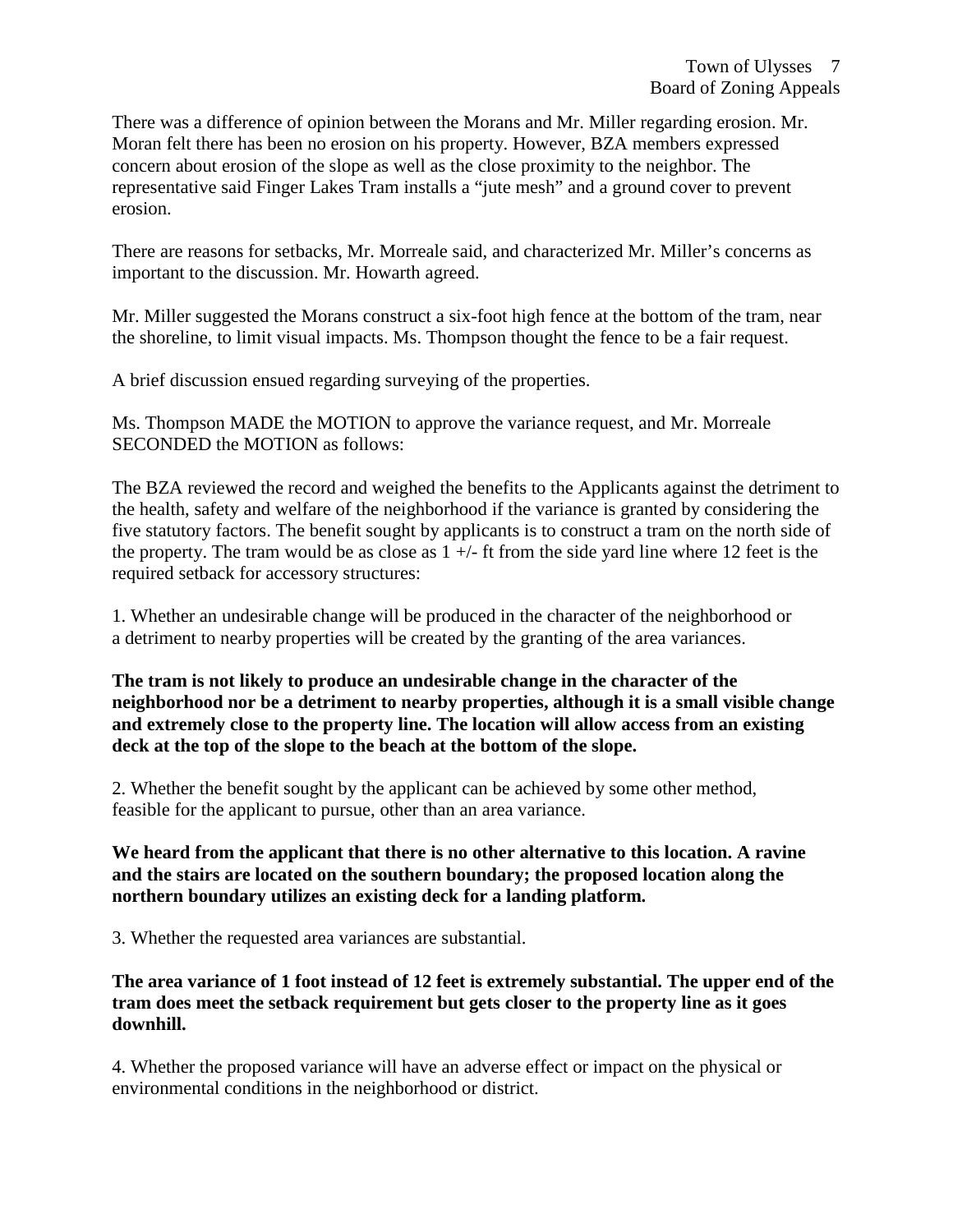There was a difference of opinion between the Morans and Mr. Miller regarding erosion. Mr. Moran felt there has been no erosion on his property. However, BZA members expressed concern about erosion of the slope as well as the close proximity to the neighbor. The representative said Finger Lakes Tram installs a "jute mesh" and a ground cover to prevent erosion.

There are reasons for setbacks, Mr. Morreale said, and characterized Mr. Miller's concerns as important to the discussion. Mr. Howarth agreed.

Mr. Miller suggested the Morans construct a six-foot high fence at the bottom of the tram, near the shoreline, to limit visual impacts. Ms. Thompson thought the fence to be a fair request.

A brief discussion ensued regarding surveying of the properties.

Ms. Thompson MADE the MOTION to approve the variance request, and Mr. Morreale SECONDED the MOTION as follows:

The BZA reviewed the record and weighed the benefits to the Applicants against the detriment to the health, safety and welfare of the neighborhood if the variance is granted by considering the five statutory factors. The benefit sought by applicants is to construct a tram on the north side of the property. The tram would be as close as 1 +/- ft from the side yard line where 12 feet is the required setback for accessory structures:

1. Whether an undesirable change will be produced in the character of the neighborhood or a detriment to nearby properties will be created by the granting of the area variances.

**The tram is not likely to produce an undesirable change in the character of the neighborhood nor be a detriment to nearby properties, although it is a small visible change and extremely close to the property line. The location will allow access from an existing deck at the top of the slope to the beach at the bottom of the slope.**

2. Whether the benefit sought by the applicant can be achieved by some other method, feasible for the applicant to pursue, other than an area variance.

**We heard from the applicant that there is no other alternative to this location. A ravine and the stairs are located on the southern boundary; the proposed location along the northern boundary utilizes an existing deck for a landing platform.**

3. Whether the requested area variances are substantial.

**The area variance of 1 foot instead of 12 feet is extremely substantial. The upper end of the tram does meet the setback requirement but gets closer to the property line as it goes downhill.**

4. Whether the proposed variance will have an adverse effect or impact on the physical or environmental conditions in the neighborhood or district.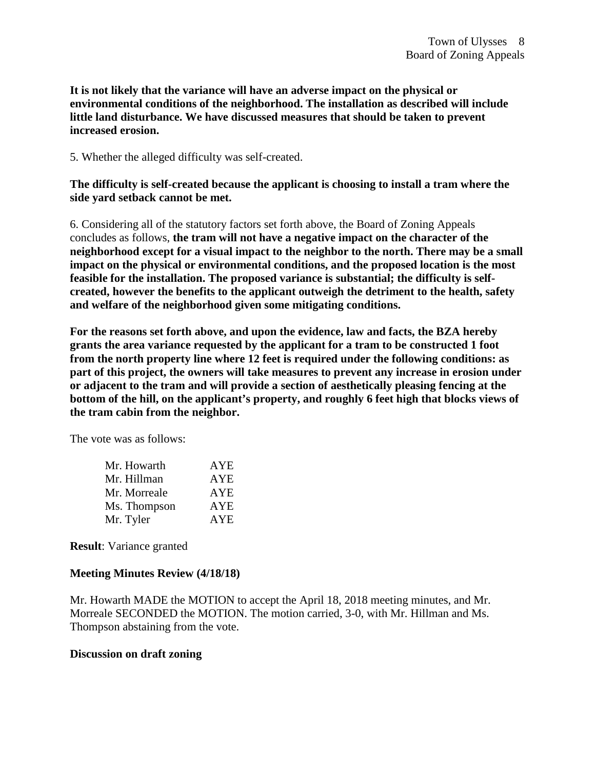**It is not likely that the variance will have an adverse impact on the physical or environmental conditions of the neighborhood. The installation as described will include little land disturbance. We have discussed measures that should be taken to prevent increased erosion.**

5. Whether the alleged difficulty was self-created.

**The difficulty is self-created because the applicant is choosing to install a tram where the side yard setback cannot be met.**

6. Considering all of the statutory factors set forth above, the Board of Zoning Appeals concludes as follows, **the tram will not have a negative impact on the character of the neighborhood except for a visual impact to the neighbor to the north. There may be a small impact on the physical or environmental conditions, and the proposed location is the most feasible for the installation. The proposed variance is substantial; the difficulty is self-created, however the benefits to the applicant outweigh the detriment to the health, safety and welfare of the neighborhood given some mitigating conditions.**

**For the reasons set forth above, and upon the evidence, law and facts, the BZA hereby grants the area variance requested by the applicant for a tram to be constructed 1 foot from the north property line where 12 feet is required under the following conditions: as part of this project, the owners will take measures to prevent any increase in erosion under or adjacent to the tram and will provide a section of aesthetically pleasing fencing at the bottom of the hill, on the applicant's property, and roughly 6 feet high that blocks views of the tram cabin from the neighbor.**

The vote was as follows:

| | |
|---|---|
| Mr. Howarth | AYE |
| Mr. Hillman | AYE |
| Mr. Morreale | AYE |
| Ms. Thompson | AYE |
| Mr. Tyler | AYE |

**Result**: Variance granted

**Meeting Minutes Review (4/18/18)**

Mr. Howarth MADE the MOTION to accept the April 18, 2018 meeting minutes, and Mr. Morreale SECONDED the MOTION. The motion carried, 3-0, with Mr. Hillman and Ms. Thompson abstaining from the vote.

**Discussion on draft zoning**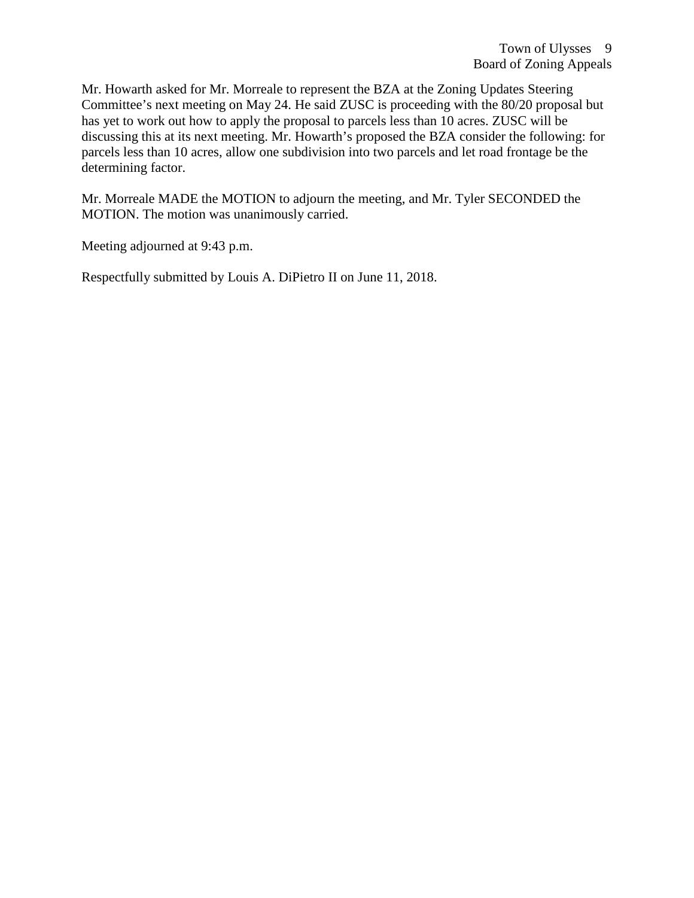Mr. Howarth asked for Mr. Morreale to represent the BZA at the Zoning Updates Steering Committee's next meeting on May 24. He said ZUSC is proceeding with the 80/20 proposal but has yet to work out how to apply the proposal to parcels less than 10 acres. ZUSC will be discussing this at its next meeting. Mr. Howarth's proposed the BZA consider the following: for parcels less than 10 acres, allow one subdivision into two parcels and let road frontage be the determining factor.

Mr. Morreale MADE the MOTION to adjourn the meeting, and Mr. Tyler SECONDED the MOTION. The motion was unanimously carried.

Meeting adjourned at 9:43 p.m.

Respectfully submitted by Louis A. DiPietro II on June 11, 2018.